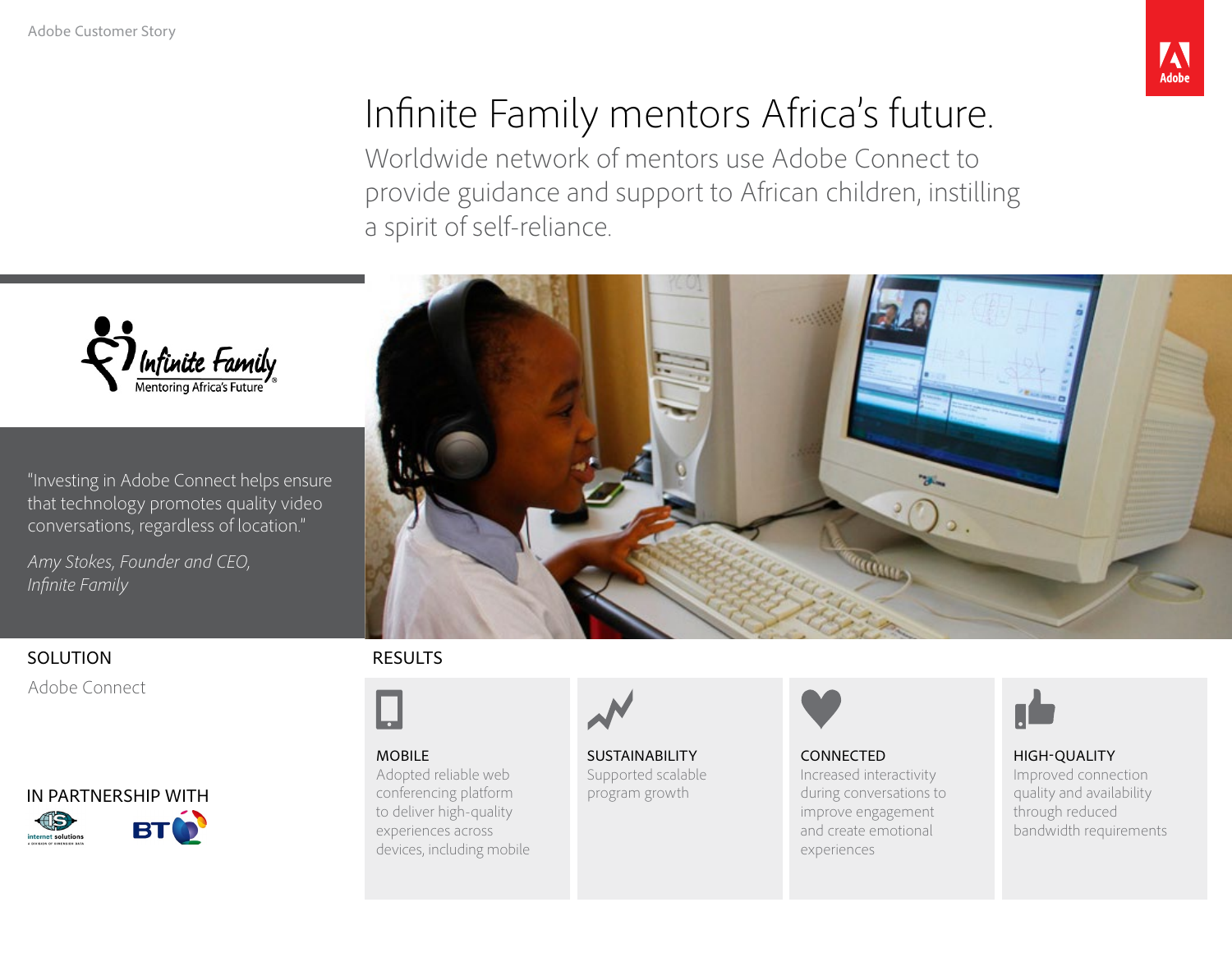Adobe Customer Story

# Infinite Family mentors Africa's future.

Worldwide network of mentors use Adobe Connect to provide guidance and support to African children, instilling a spirit of self-reliance.

"Investing in Adobe Connect helps ensure that technology promotes quality video conversations, regardless of location."

*Amy Stokes, Founder and CEO, Infinite Family*

## SOLUTION

Adobe Connect

## IN PARTNERSHIP WITH

## RESULTS

**MOBILE**
Adopted reliable web conferencing platform to deliver high-quality experiences across devices, including mobile

**SUSTAINABILITY**
Supported scalable program growth

**CONNECTED**
Increased interactivity during conversations to improve engagement and create emotional experiences

**HIGH-QUALITY**
Improved connection quality and availability through reduced bandwidth requirements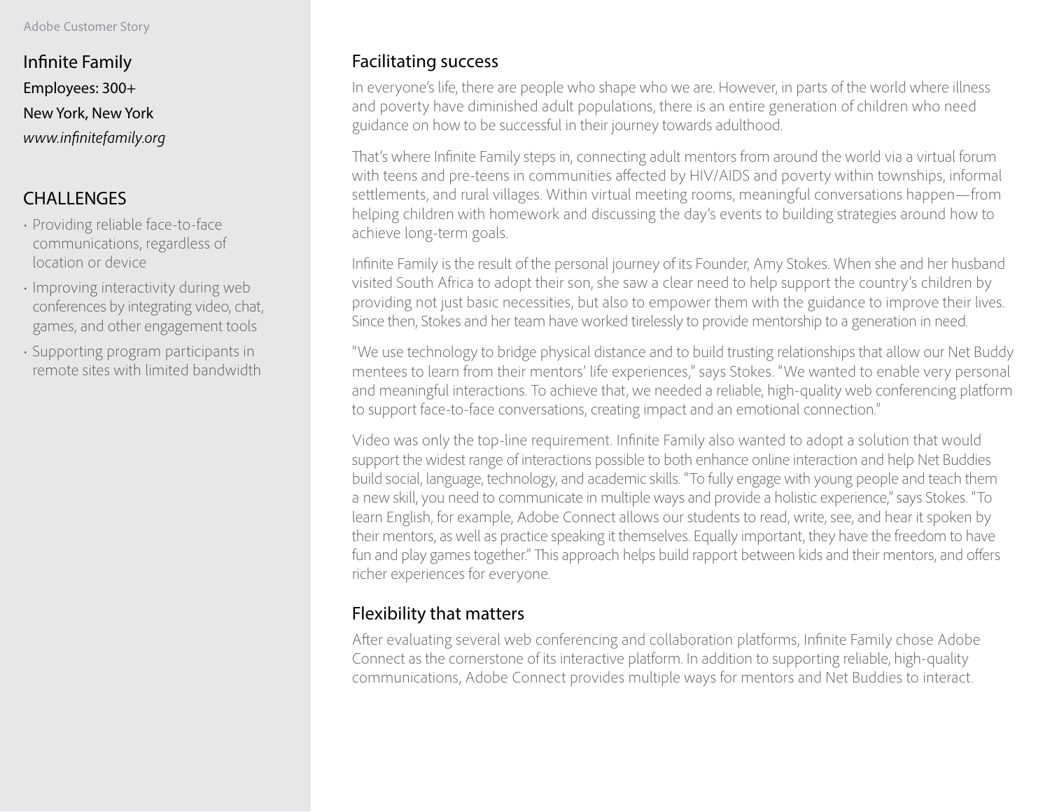Adobe Customer Story

# Infinite Family

Employees: 300+

New York, New York

*www.infinitefamily.org*

## CHALLENGES

- Providing reliable face-to-face communications, regardless of location or device
- Improving interactivity during web conferences by integrating video, chat, games, and other engagement tools
- Supporting program participants in remote sites with limited bandwidth

## Facilitating success

In everyone's life, there are people who shape who we are. However, in parts of the world where illness and poverty have diminished adult populations, there is an entire generation of children who need guidance on how to be successful in their journey towards adulthood.

That's where Infinite Family steps in, connecting adult mentors from around the world via a virtual forum with teens and pre-teens in communities affected by HIV/AIDS and poverty within townships, informal settlements, and rural villages. Within virtual meeting rooms, meaningful conversations happen—from helping children with homework and discussing the day's events to building strategies around how to achieve long-term goals.

Infinite Family is the result of the personal journey of its Founder, Amy Stokes. When she and her husband visited South Africa to adopt their son, she saw a clear need to help support the country's children by providing not just basic necessities, but also to empower them with the guidance to improve their lives. Since then, Stokes and her team have worked tirelessly to provide mentorship to a generation in need.

"We use technology to bridge physical distance and to build trusting relationships that allow our Net Buddy mentees to learn from their mentors' life experiences," says Stokes. "We wanted to enable very personal and meaningful interactions. To achieve that, we needed a reliable, high-quality web conferencing platform to support face-to-face conversations, creating impact and an emotional connection."

Video was only the top-line requirement. Infinite Family also wanted to adopt a solution that would support the widest range of interactions possible to both enhance online interaction and help Net Buddies build social, language, technology, and academic skills. "To fully engage with young people and teach them a new skill, you need to communicate in multiple ways and provide a holistic experience," says Stokes. "To learn English, for example, Adobe Connect allows our students to read, write, see, and hear it spoken by their mentors, as well as practice speaking it themselves. Equally important, they have the freedom to have fun and play games together." This approach helps build rapport between kids and their mentors, and offers richer experiences for everyone.

## Flexibility that matters

After evaluating several web conferencing and collaboration platforms, Infinite Family chose Adobe Connect as the cornerstone of its interactive platform. In addition to supporting reliable, high-quality communications, Adobe Connect provides multiple ways for mentors and Net Buddies to interact.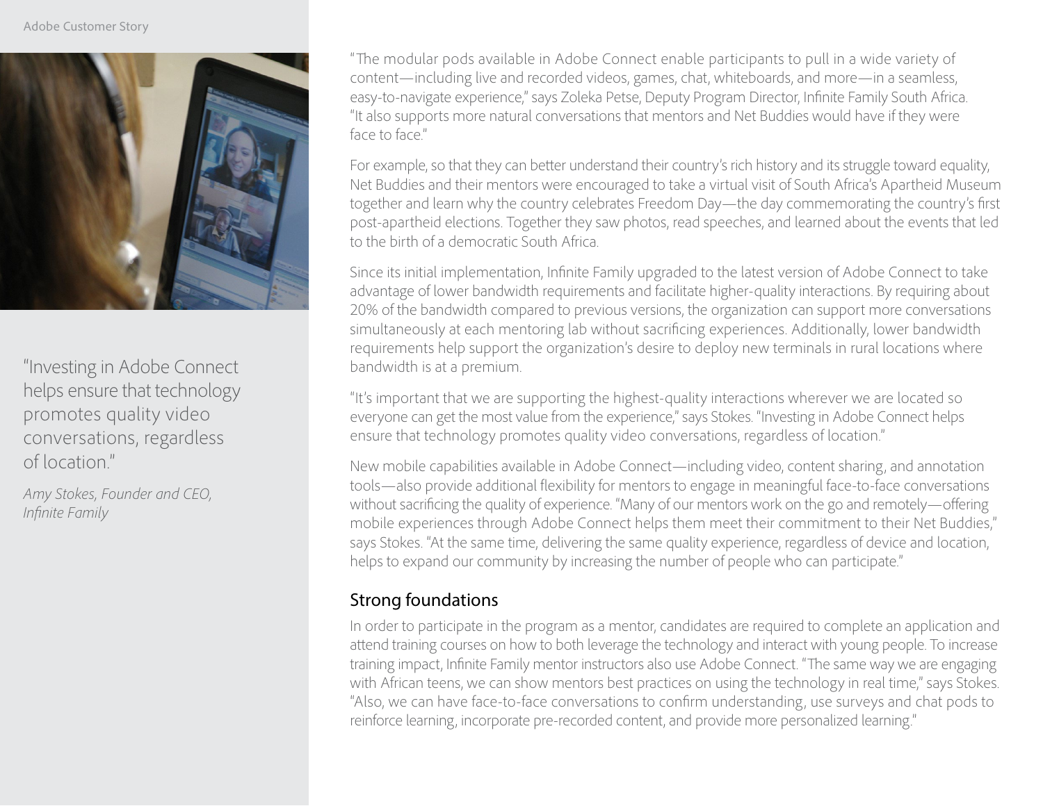"Investing in Adobe Connect helps ensure that technology promotes quality video conversations, regardless of location."

*Amy Stokes, Founder and CEO, Infinite Family*

"The modular pods available in Adobe Connect enable participants to pull in a wide variety of content—including live and recorded videos, games, chat, whiteboards, and more—in a seamless, easy-to-navigate experience," says Zoleka Petse, Deputy Program Director, Infinite Family South Africa. "It also supports more natural conversations that mentors and Net Buddies would have if they were face to face."

For example, so that they can better understand their country's rich history and its struggle toward equality, Net Buddies and their mentors were encouraged to take a virtual visit of South Africa's Apartheid Museum together and learn why the country celebrates Freedom Day—the day commemorating the country's first post-apartheid elections. Together they saw photos, read speeches, and learned about the events that led to the birth of a democratic South Africa.

Since its initial implementation, Infinite Family upgraded to the latest version of Adobe Connect to take advantage of lower bandwidth requirements and facilitate higher-quality interactions. By requiring about 20% of the bandwidth compared to previous versions, the organization can support more conversations simultaneously at each mentoring lab without sacrificing experiences. Additionally, lower bandwidth requirements help support the organization's desire to deploy new terminals in rural locations where bandwidth is at a premium.

"It's important that we are supporting the highest-quality interactions wherever we are located so everyone can get the most value from the experience," says Stokes. "Investing in Adobe Connect helps ensure that technology promotes quality video conversations, regardless of location."

New mobile capabilities available in Adobe Connect—including video, content sharing, and annotation tools—also provide additional flexibility for mentors to engage in meaningful face-to-face conversations without sacrificing the quality of experience. "Many of our mentors work on the go and remotely—offering mobile experiences through Adobe Connect helps them meet their commitment to their Net Buddies," says Stokes. "At the same time, delivering the same quality experience, regardless of device and location, helps to expand our community by increasing the number of people who can participate."

## Strong foundations

In order to participate in the program as a mentor, candidates are required to complete an application and attend training courses on how to both leverage the technology and interact with young people. To increase training impact, Infinite Family mentor instructors also use Adobe Connect. "The same way we are engaging with African teens, we can show mentors best practices on using the technology in real time," says Stokes. "Also, we can have face-to-face conversations to confirm understanding, use surveys and chat pods to reinforce learning, incorporate pre-recorded content, and provide more personalized learning."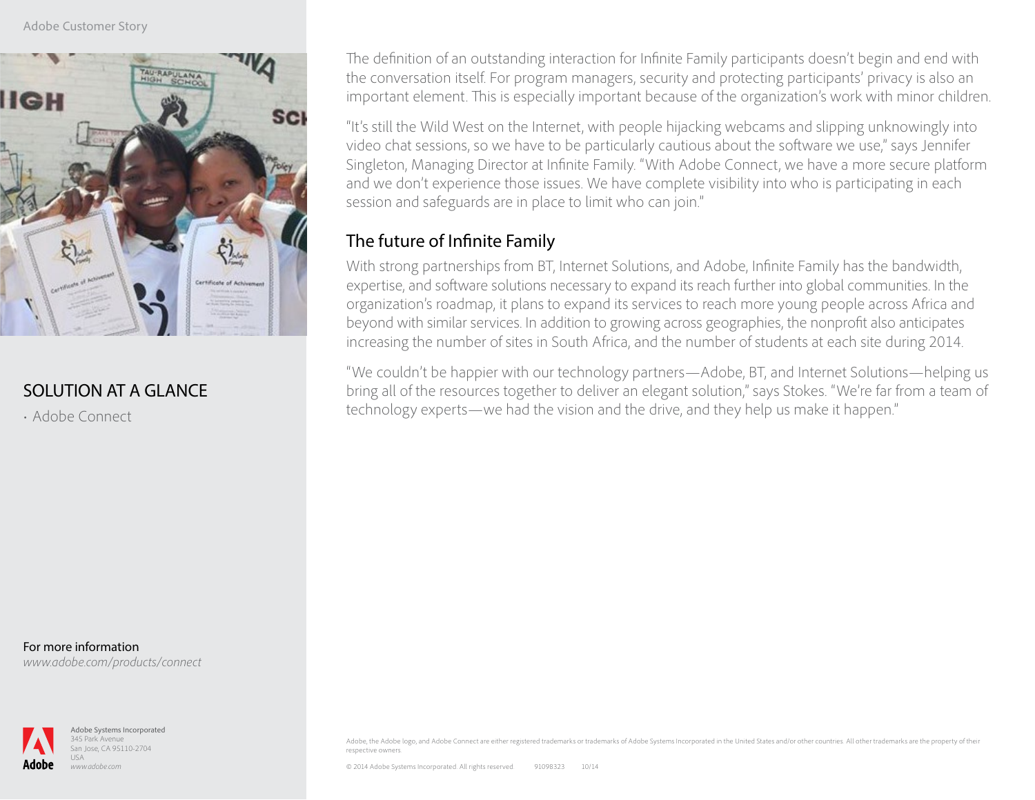The definition of an outstanding interaction for Infinite Family participants doesn't begin and end with the conversation itself. For program managers, security and protecting participants' privacy is also an important element. This is especially important because of the organization's work with minor children.

"It's still the Wild West on the Internet, with people hijacking webcams and slipping unknowingly into video chat sessions, so we have to be particularly cautious about the software we use," says Jennifer Singleton, Managing Director at Infinite Family. "With Adobe Connect, we have a more secure platform and we don't experience those issues. We have complete visibility into who is participating in each session and safeguards are in place to limit who can join."

## The future of Infinite Family

With strong partnerships from BT, Internet Solutions, and Adobe, Infinite Family has the bandwidth, expertise, and software solutions necessary to expand its reach further into global communities. In the organization's roadmap, it plans to expand its services to reach more young people across Africa and beyond with similar services. In addition to growing across geographies, the nonprofit also anticipates increasing the number of sites in South Africa, and the number of students at each site during 2014.

"We couldn't be happier with our technology partners—Adobe, BT, and Internet Solutions—helping us bring all of the resources together to deliver an elegant solution," says Stokes. "We're far from a team of technology experts—we had the vision and the drive, and they help us make it happen."

## SOLUTION AT A GLANCE

- Adobe Connect

**For more information**
*www.adobe.com/products/connect*

Adobe Systems Incorporated
345 Park Avenue
San Jose, CA 95110-2704
USA
*www.adobe.com*

Adobe, the Adobe logo, and Adobe Connect are either registered trademarks or trademarks of Adobe Systems Incorporated in the United States and/or other countries. All other trademarks are the property of their respective owners.

© 2014 Adobe Systems Incorporated. All rights reserved. 91098323 10/14